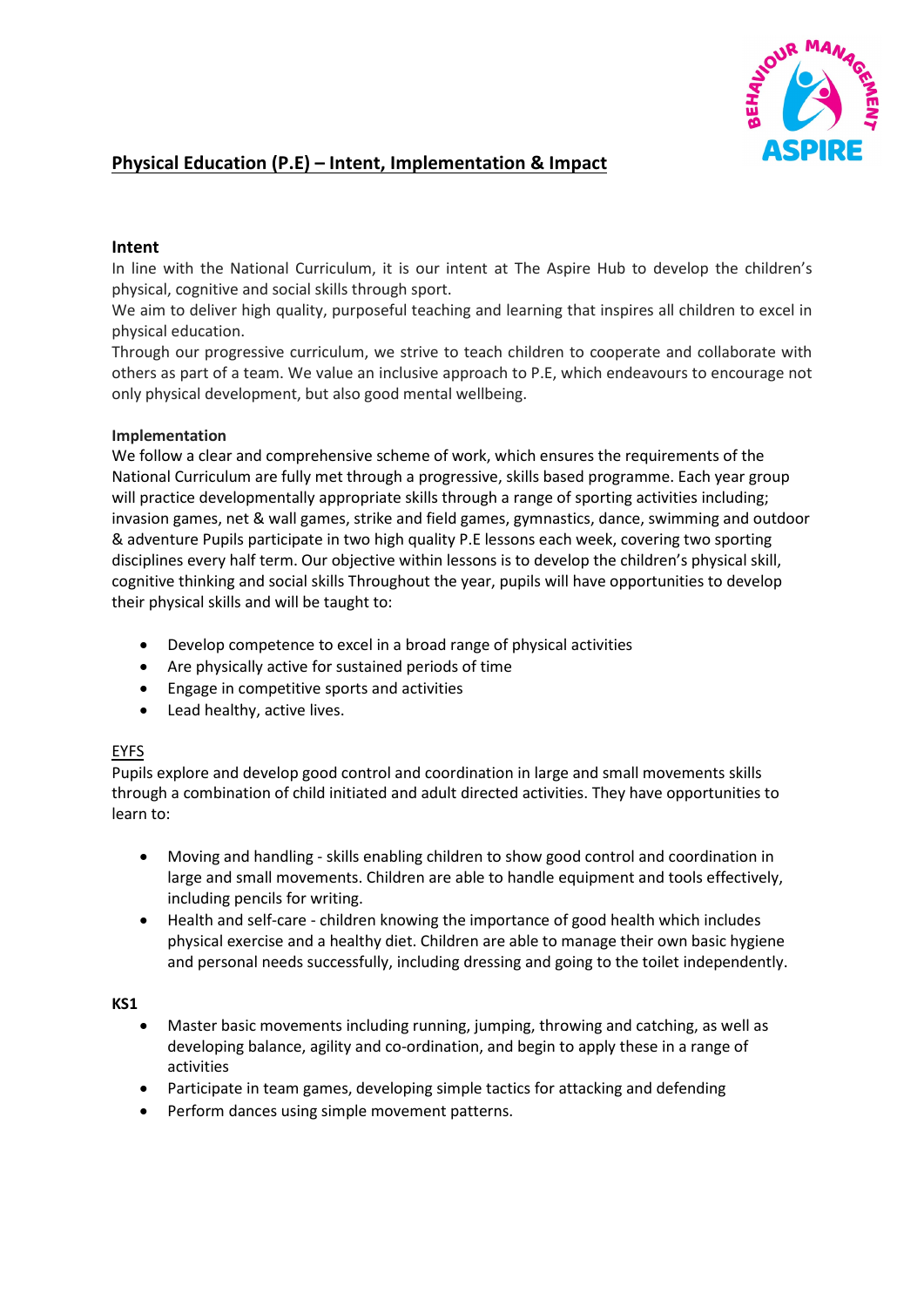# Physical Education (P.E) – Intent, Implementation & Impact

**Intent**

In line with the National Curriculum, it is our intent at The Aspire Hub to develop the children's physical, cognitive and social skills through sport.
We aim to deliver high quality, purposeful teaching and learning that inspires all children to excel in physical education.
Through our progressive curriculum, we strive to teach children to cooperate and collaborate with others as part of a team. We value an inclusive approach to P.E, which endeavours to encourage not only physical development, but also good mental wellbeing.

**Implementation**

We follow a clear and comprehensive scheme of work, which ensures the requirements of the National Curriculum are fully met through a progressive, skills based programme. Each year group will practice developmentally appropriate skills through a range of sporting activities including; invasion games, net & wall games, strike and field games, gymnastics, dance, swimming and outdoor & adventure Pupils participate in two high quality P.E lessons each week, covering two sporting disciplines every half term. Our objective within lessons is to develop the children's physical skill, cognitive thinking and social skills Throughout the year, pupils will have opportunities to develop their physical skills and will be taught to:

- Develop competence to excel in a broad range of physical activities
- Are physically active for sustained periods of time
- Engage in competitive sports and activities
- Lead healthy, active lives.

<u>EYFS</u>

Pupils explore and develop good control and coordination in large and small movements skills through a combination of child initiated and adult directed activities. They have opportunities to learn to:

- Moving and handling - skills enabling children to show good control and coordination in large and small movements. Children are able to handle equipment and tools effectively, including pencils for writing.
- Health and self-care - children knowing the importance of good health which includes physical exercise and a healthy diet. Children are able to manage their own basic hygiene and personal needs successfully, including dressing and going to the toilet independently.

**KS1**

- Master basic movements including running, jumping, throwing and catching, as well as developing balance, agility and co-ordination, and begin to apply these in a range of activities
- Participate in team games, developing simple tactics for attacking and defending
- Perform dances using simple movement patterns.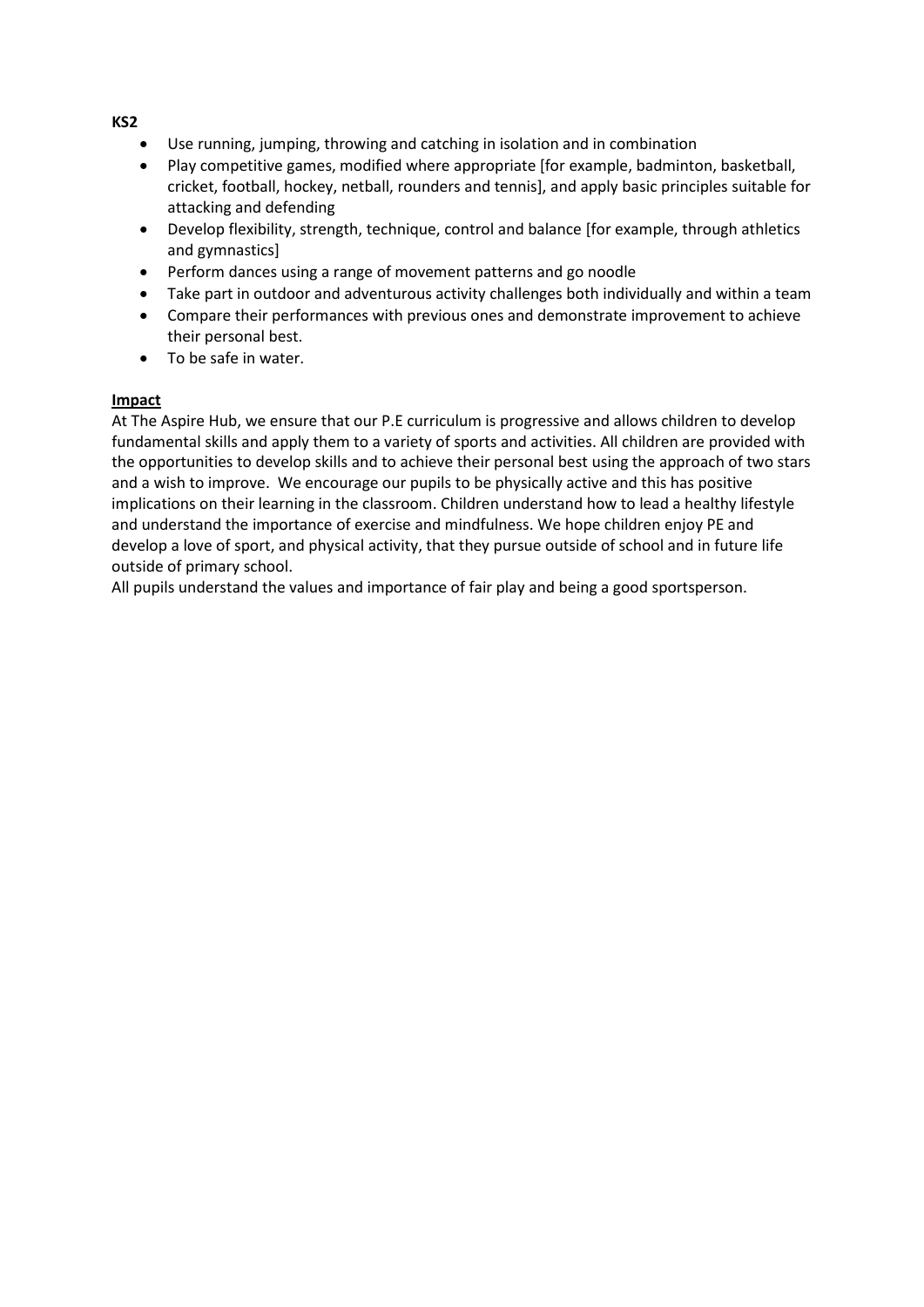**KS2**

- Use running, jumping, throwing and catching in isolation and in combination
- Play competitive games, modified where appropriate [for example, badminton, basketball, cricket, football, hockey, netball, rounders and tennis], and apply basic principles suitable for attacking and defending
- Develop flexibility, strength, technique, control and balance [for example, through athletics and gymnastics]
- Perform dances using a range of movement patterns and go noodle
- Take part in outdoor and adventurous activity challenges both individually and within a team
- Compare their performances with previous ones and demonstrate improvement to achieve their personal best.
- To be safe in water.

**Impact**

At The Aspire Hub, we ensure that our P.E curriculum is progressive and allows children to develop fundamental skills and apply them to a variety of sports and activities. All children are provided with the opportunities to develop skills and to achieve their personal best using the approach of two stars and a wish to improve. We encourage our pupils to be physically active and this has positive implications on their learning in the classroom. Children understand how to lead a healthy lifestyle and understand the importance of exercise and mindfulness. We hope children enjoy PE and develop a love of sport, and physical activity, that they pursue outside of school and in future life outside of primary school.

All pupils understand the values and importance of fair play and being a good sportsperson.